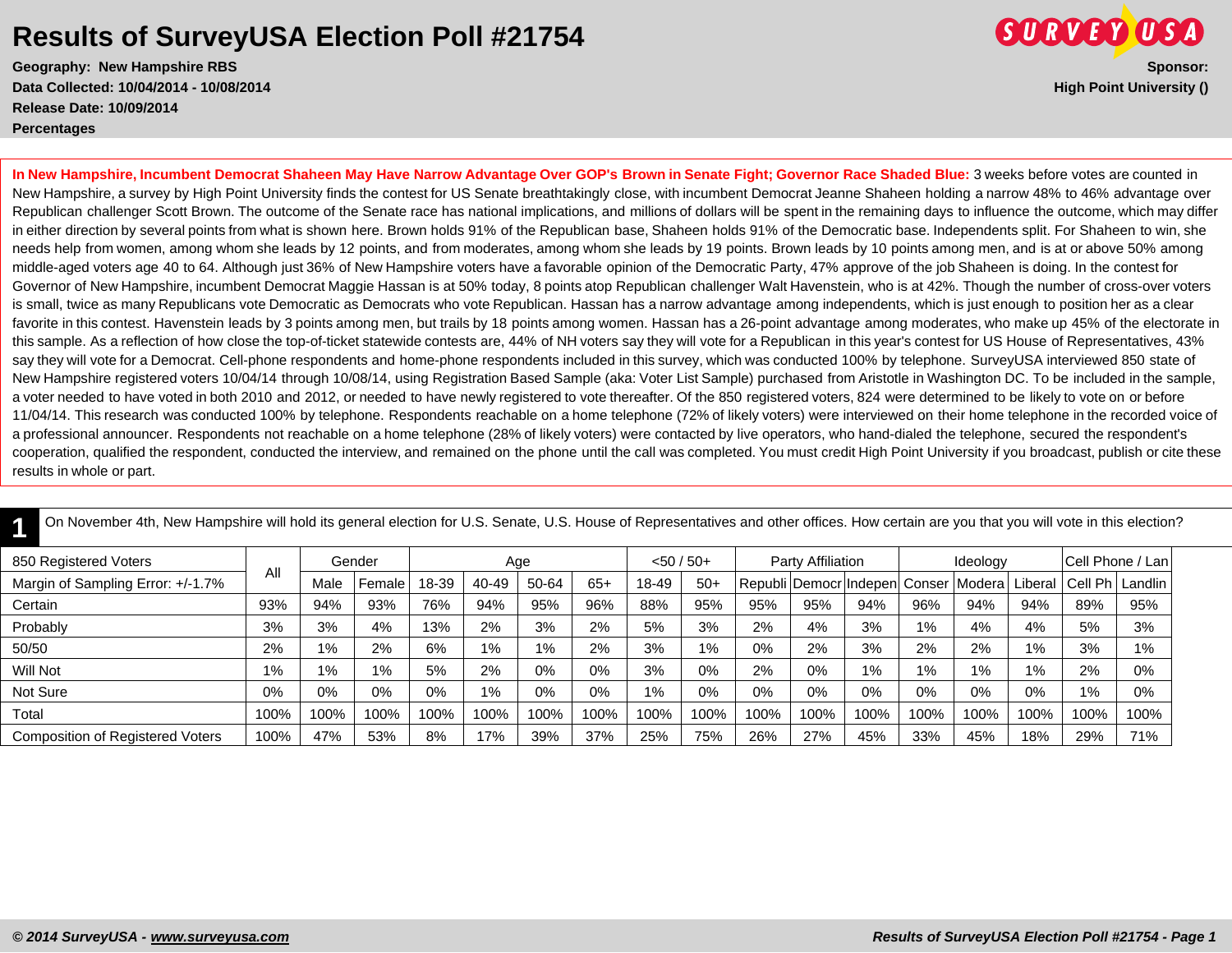# Results of SurveyUSA Election Poll #21754

**Geography: New Hampshire RBS**
**Data Collected: 10/04/2014 - 10/08/2014**
**Release Date: 10/09/2014**
**Percentages**

**Sponsor:**
**High Point University ()**

**In New Hampshire, Incumbent Democrat Shaheen May Have Narrow Advantage Over GOP's Brown in Senate Fight; Governor Race Shaded Blue:** 3 weeks before votes are counted in New Hampshire, a survey by High Point University finds the contest for US Senate breathtakingly close, with incumbent Democrat Jeanne Shaheen holding a narrow 48% to 46% advantage over Republican challenger Scott Brown. The outcome of the Senate race has national implications, and millions of dollars will be spent in the remaining days to influence the outcome, which may differ in either direction by several points from what is shown here. Brown holds 91% of the Republican base, Shaheen holds 91% of the Democratic base. Independents split. For Shaheen to win, she needs help from women, among whom she leads by 12 points, and from moderates, among whom she leads by 19 points. Brown leads by 10 points among men, and is at or above 50% among middle-aged voters age 40 to 64. Although just 36% of New Hampshire voters have a favorable opinion of the Democratic Party, 47% approve of the job Shaheen is doing. In the contest for Governor of New Hampshire, incumbent Democrat Maggie Hassan is at 50% today, 8 points atop Republican challenger Walt Havenstein, who is at 42%. Though the number of cross-over voters is small, twice as many Republicans vote Democratic as Democrats who vote Republican. Hassan has a narrow advantage among independents, which is just enough to position her as a clear favorite in this contest. Havenstein leads by 3 points among men, but trails by 18 points among women. Hassan has a 26-point advantage among moderates, who make up 45% of the electorate in this sample. As a reflection of how close the top-of-ticket statewide contests are, 44% of NH voters say they will vote for a Republican in this year's contest for US House of Representatives, 43% say they will vote for a Democrat. Cell-phone respondents and home-phone respondents included in this survey, which was conducted 100% by telephone. SurveyUSA interviewed 850 state of New Hampshire registered voters 10/04/14 through 10/08/14, using Registration Based Sample (aka: Voter List Sample) purchased from Aristotle in Washington DC. To be included in the sample, a voter needed to have voted in both 2010 and 2012, or needed to have newly registered to vote thereafter. Of the 850 registered voters, 824 were determined to be likely to vote on or before 11/04/14. This research was conducted 100% by telephone. Respondents reachable on a home telephone (72% of likely voters) were interviewed on their home telephone in the recorded voice of a professional announcer. Respondents not reachable on a home telephone (28% of likely voters) were contacted by live operators, who hand-dialed the telephone, secured the respondent's cooperation, qualified the respondent, conducted the interview, and remained on the phone until the call was completed. You must credit High Point University if you broadcast, publish or cite these results in whole or part.

## 1

On November 4th, New Hampshire will hold its general election for U.S. Senate, U.S. House of Representatives and other offices. How certain are you that you will vote in this election?

| 850 Registered Voters | All | Gender | | Age | | | | <50 / 50+ | | Party Affiliation | | | Ideology | | | Cell Phone / Lan | |
|---|---|---|---|---|---|---|---|---|---|---|---|---|---|---|---|---|---|
| Margin of Sampling Error: +/-1.7% | | Male | Female | 18-39 | 40-49 | 50-64 | 65+ | 18-49 | 50+ | Republi | Democr | Indepen | Conser | Modera | Liberal | Cell Ph | Landlin |
| Certain | 93% | 94% | 93% | 76% | 94% | 95% | 96% | 88% | 95% | 95% | 95% | 94% | 96% | 94% | 94% | 89% | 95% |
| Probably | 3% | 3% | 4% | 13% | 2% | 3% | 2% | 5% | 3% | 2% | 4% | 3% | 1% | 4% | 4% | 5% | 3% |
| 50/50 | 2% | 1% | 2% | 6% | 1% | 1% | 2% | 3% | 1% | 0% | 2% | 3% | 2% | 2% | 1% | 3% | 1% |
| Will Not | 1% | 1% | 1% | 5% | 2% | 0% | 0% | 3% | 0% | 2% | 0% | 1% | 1% | 1% | 1% | 2% | 0% |
| Not Sure | 0% | 0% | 0% | 0% | 1% | 0% | 0% | 1% | 0% | 0% | 0% | 0% | 0% | 0% | 0% | 1% | 0% |
| Total | 100% | 100% | 100% | 100% | 100% | 100% | 100% | 100% | 100% | 100% | 100% | 100% | 100% | 100% | 100% | 100% | 100% |
| Composition of Registered Voters | 100% | 47% | 53% | 8% | 17% | 39% | 37% | 25% | 75% | 26% | 27% | 45% | 33% | 45% | 18% | 29% | 71% |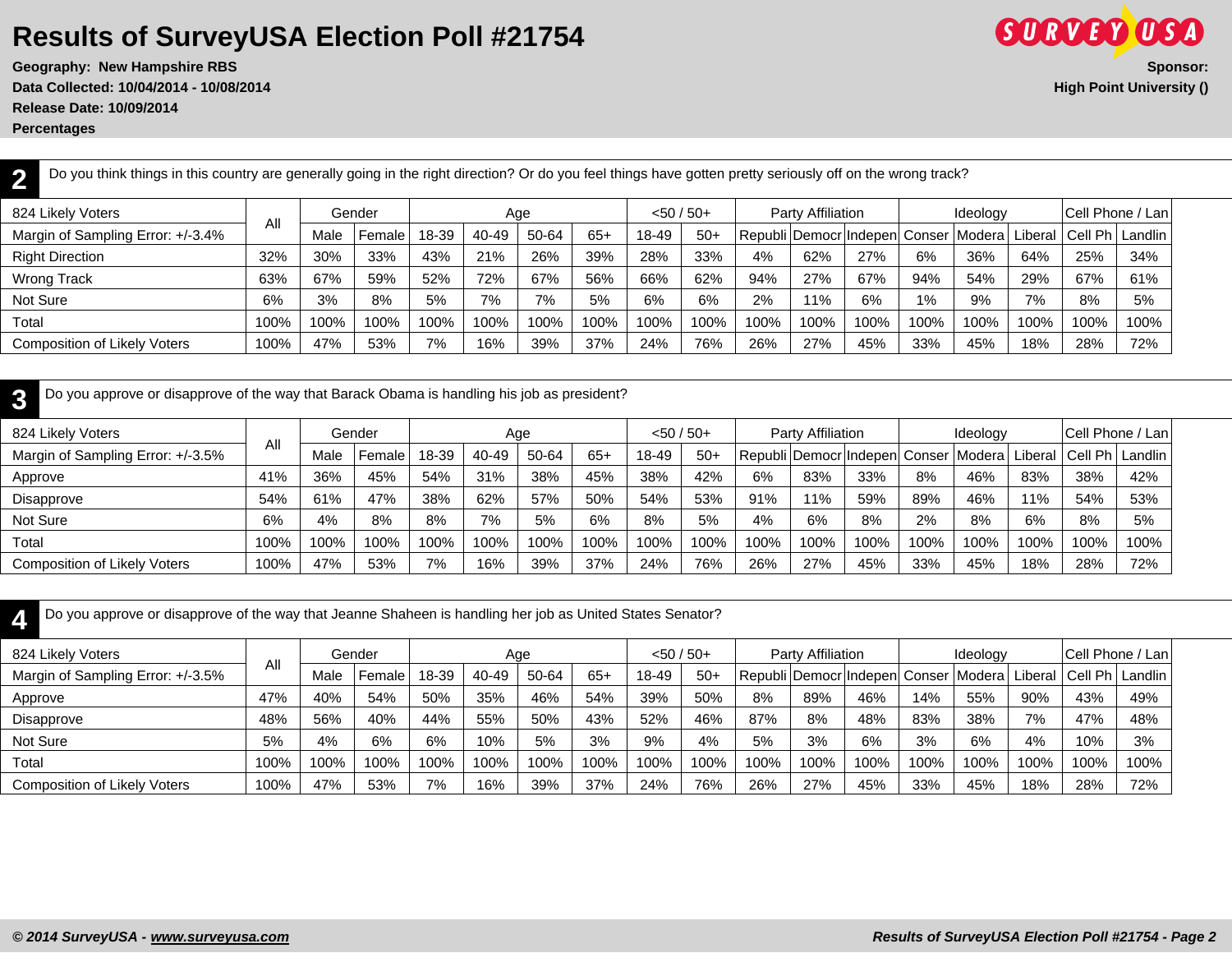# Results of SurveyUSA Election Poll #21754

**Geography: New Hampshire RBS**
**Data Collected: 10/04/2014 - 10/08/2014**
**Release Date: 10/09/2014**
**Percentages**

**Sponsor:**
**High Point University ()**

## 2 Do you think things in this country are generally going in the right direction? Or do you feel things have gotten pretty seriously off on the wrong track?

| 824 Likely Voters | All | Gender | | Age | | | | <50 / 50+ | | Party Affiliation | | | Ideology | | | Cell Phone / Lan | |
|---|---|---|---|---|---|---|---|---|---|---|---|---|---|---|---|---|---|
| Margin of Sampling Error: +/-3.4% | | Male | Female | 18-39 | 40-49 | 50-64 | 65+ | 18-49 | 50+ | Republi | Democr | Indepen | Conser | Modera | Liberal | Cell Ph | Landlin |
| Right Direction | 32% | 30% | 33% | 43% | 21% | 26% | 39% | 28% | 33% | 4% | 62% | 27% | 6% | 36% | 64% | 25% | 34% |
| Wrong Track | 63% | 67% | 59% | 52% | 72% | 67% | 56% | 66% | 62% | 94% | 27% | 67% | 94% | 54% | 29% | 67% | 61% |
| Not Sure | 6% | 3% | 8% | 5% | 7% | 7% | 5% | 6% | 6% | 2% | 11% | 6% | 1% | 9% | 7% | 8% | 5% |
| Total | 100% | 100% | 100% | 100% | 100% | 100% | 100% | 100% | 100% | 100% | 100% | 100% | 100% | 100% | 100% | 100% | 100% |
| Composition of Likely Voters | 100% | 47% | 53% | 7% | 16% | 39% | 37% | 24% | 76% | 26% | 27% | 45% | 33% | 45% | 18% | 28% | 72% |

## 3 Do you approve or disapprove of the way that Barack Obama is handling his job as president?

| 824 Likely Voters | All | Gender | | Age | | | | <50 / 50+ | | Party Affiliation | | | Ideology | | | Cell Phone / Lan | |
|---|---|---|---|---|---|---|---|---|---|---|---|---|---|---|---|---|---|
| Margin of Sampling Error: +/-3.5% | | Male | Female | 18-39 | 40-49 | 50-64 | 65+ | 18-49 | 50+ | Republi | Democr | Indepen | Conser | Modera | Liberal | Cell Ph | Landlin |
| Approve | 41% | 36% | 45% | 54% | 31% | 38% | 45% | 38% | 42% | 6% | 83% | 33% | 8% | 46% | 83% | 38% | 42% |
| Disapprove | 54% | 61% | 47% | 38% | 62% | 57% | 50% | 54% | 53% | 91% | 11% | 59% | 89% | 46% | 11% | 54% | 53% |
| Not Sure | 6% | 4% | 8% | 8% | 7% | 5% | 6% | 8% | 5% | 4% | 6% | 8% | 2% | 8% | 6% | 8% | 5% |
| Total | 100% | 100% | 100% | 100% | 100% | 100% | 100% | 100% | 100% | 100% | 100% | 100% | 100% | 100% | 100% | 100% | 100% |
| Composition of Likely Voters | 100% | 47% | 53% | 7% | 16% | 39% | 37% | 24% | 76% | 26% | 27% | 45% | 33% | 45% | 18% | 28% | 72% |

## 4 Do you approve or disapprove of the way that Jeanne Shaheen is handling her job as United States Senator?

| 824 Likely Voters | All | Gender | | Age | | | | <50 / 50+ | | Party Affiliation | | | Ideology | | | Cell Phone / Lan | |
|---|---|---|---|---|---|---|---|---|---|---|---|---|---|---|---|---|---|
| Margin of Sampling Error: +/-3.5% | | Male | Female | 18-39 | 40-49 | 50-64 | 65+ | 18-49 | 50+ | Republi | Democr | Indepen | Conser | Modera | Liberal | Cell Ph | Landlin |
| Approve | 47% | 40% | 54% | 50% | 35% | 46% | 54% | 39% | 50% | 8% | 89% | 46% | 14% | 55% | 90% | 43% | 49% |
| Disapprove | 48% | 56% | 40% | 44% | 55% | 50% | 43% | 52% | 46% | 87% | 8% | 48% | 83% | 38% | 7% | 47% | 48% |
| Not Sure | 5% | 4% | 6% | 6% | 10% | 5% | 3% | 9% | 4% | 5% | 3% | 6% | 3% | 6% | 4% | 10% | 3% |
| Total | 100% | 100% | 100% | 100% | 100% | 100% | 100% | 100% | 100% | 100% | 100% | 100% | 100% | 100% | 100% | 100% | 100% |
| Composition of Likely Voters | 100% | 47% | 53% | 7% | 16% | 39% | 37% | 24% | 76% | 26% | 27% | 45% | 33% | 45% | 18% | 28% | 72% |

*© 2014 SurveyUSA - www.surveyusa.com*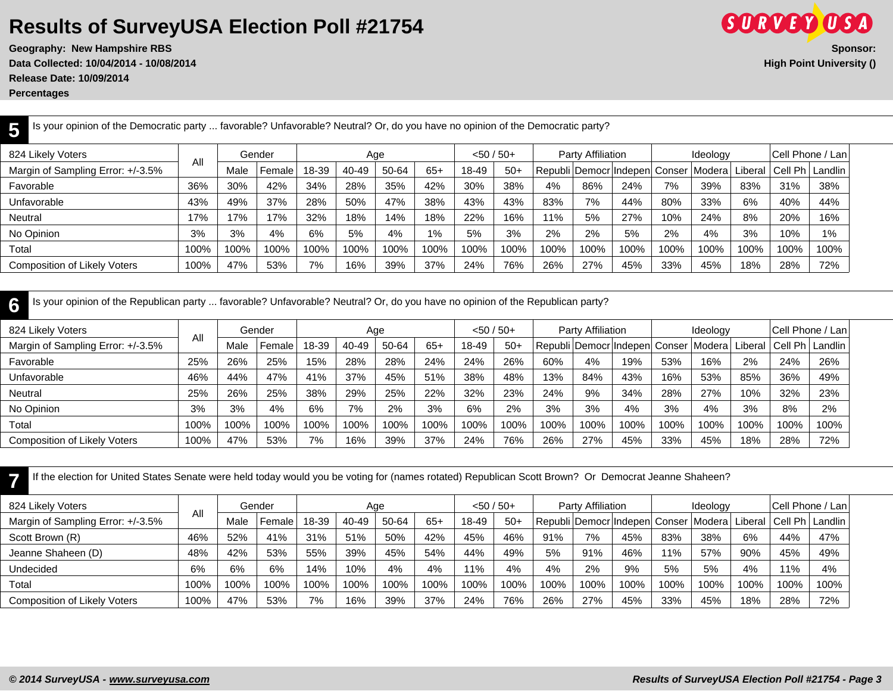# Results of SurveyUSA Election Poll #21754

**Geography: New Hampshire RBS**
**Data Collected: 10/04/2014 - 10/08/2014**
**Release Date: 10/09/2014**
**Percentages**

**Sponsor:**
**High Point University ()**

## 5

Is your opinion of the Democratic party ... favorable? Unfavorable? Neutral? Or, do you have no opinion of the Democratic party?

| 824 Likely Voters | All | Gender | | Age | | | | <50 / 50+ | | Party Affiliation | | | Ideology | | | Cell Phone / Lan | |
|---|---|---|---|---|---|---|---|---|---|---|---|---|---|---|---|---|---|
| Margin of Sampling Error: +/-3.5% | | Male | Female | 18-39 | 40-49 | 50-64 | 65+ | 18-49 | 50+ | Republi | Democr | Indepen | Conser | Modera | Liberal | Cell Ph | Landlin |
| Favorable | 36% | 30% | 42% | 34% | 28% | 35% | 42% | 30% | 38% | 4% | 86% | 24% | 7% | 39% | 83% | 31% | 38% |
| Unfavorable | 43% | 49% | 37% | 28% | 50% | 47% | 38% | 43% | 43% | 83% | 7% | 44% | 80% | 33% | 6% | 40% | 44% |
| Neutral | 17% | 17% | 17% | 32% | 18% | 14% | 18% | 22% | 16% | 11% | 5% | 27% | 10% | 24% | 8% | 20% | 16% |
| No Opinion | 3% | 3% | 4% | 6% | 5% | 4% | 1% | 5% | 3% | 2% | 2% | 5% | 2% | 4% | 3% | 10% | 1% |
| Total | 100% | 100% | 100% | 100% | 100% | 100% | 100% | 100% | 100% | 100% | 100% | 100% | 100% | 100% | 100% | 100% | 100% |
| Composition of Likely Voters | 100% | 47% | 53% | 7% | 16% | 39% | 37% | 24% | 76% | 26% | 27% | 45% | 33% | 45% | 18% | 28% | 72% |

## 6

Is your opinion of the Republican party ... favorable? Unfavorable? Neutral? Or, do you have no opinion of the Republican party?

| 824 Likely Voters | All | Gender | | Age | | | | <50 / 50+ | | Party Affiliation | | | Ideology | | | Cell Phone / Lan | |
|---|---|---|---|---|---|---|---|---|---|---|---|---|---|---|---|---|---|
| Margin of Sampling Error: +/-3.5% | | Male | Female | 18-39 | 40-49 | 50-64 | 65+ | 18-49 | 50+ | Republi | Democr | Indepen | Conser | Modera | Liberal | Cell Ph | Landlin |
| Favorable | 25% | 26% | 25% | 15% | 28% | 28% | 24% | 24% | 26% | 60% | 4% | 19% | 53% | 16% | 2% | 24% | 26% |
| Unfavorable | 46% | 44% | 47% | 41% | 37% | 45% | 51% | 38% | 48% | 13% | 84% | 43% | 16% | 53% | 85% | 36% | 49% |
| Neutral | 25% | 26% | 25% | 38% | 29% | 25% | 22% | 32% | 23% | 24% | 9% | 34% | 28% | 27% | 10% | 32% | 23% |
| No Opinion | 3% | 3% | 4% | 6% | 7% | 2% | 3% | 6% | 2% | 3% | 3% | 4% | 3% | 4% | 3% | 8% | 2% |
| Total | 100% | 100% | 100% | 100% | 100% | 100% | 100% | 100% | 100% | 100% | 100% | 100% | 100% | 100% | 100% | 100% | 100% |
| Composition of Likely Voters | 100% | 47% | 53% | 7% | 16% | 39% | 37% | 24% | 76% | 26% | 27% | 45% | 33% | 45% | 18% | 28% | 72% |

## 7

If the election for United States Senate were held today would you be voting for (names rotated) Republican Scott Brown? Or Democrat Jeanne Shaheen?

| 824 Likely Voters | All | Gender | | Age | | | | <50 / 50+ | | Party Affiliation | | | Ideology | | | Cell Phone / Lan | |
|---|---|---|---|---|---|---|---|---|---|---|---|---|---|---|---|---|---|
| Margin of Sampling Error: +/-3.5% | | Male | Female | 18-39 | 40-49 | 50-64 | 65+ | 18-49 | 50+ | Republi | Democr | Indepen | Conser | Modera | Liberal | Cell Ph | Landlin |
| Scott Brown (R) | 46% | 52% | 41% | 31% | 51% | 50% | 42% | 45% | 46% | 91% | 7% | 45% | 83% | 38% | 6% | 44% | 47% |
| Jeanne Shaheen (D) | 48% | 42% | 53% | 55% | 39% | 45% | 54% | 44% | 49% | 5% | 91% | 46% | 11% | 57% | 90% | 45% | 49% |
| Undecided | 6% | 6% | 6% | 14% | 10% | 4% | 4% | 11% | 4% | 4% | 2% | 9% | 5% | 5% | 4% | 11% | 4% |
| Total | 100% | 100% | 100% | 100% | 100% | 100% | 100% | 100% | 100% | 100% | 100% | 100% | 100% | 100% | 100% | 100% | 100% |
| Composition of Likely Voters | 100% | 47% | 53% | 7% | 16% | 39% | 37% | 24% | 76% | 26% | 27% | 45% | 33% | 45% | 18% | 28% | 72% |

*© 2014 SurveyUSA - www.surveyusa.com*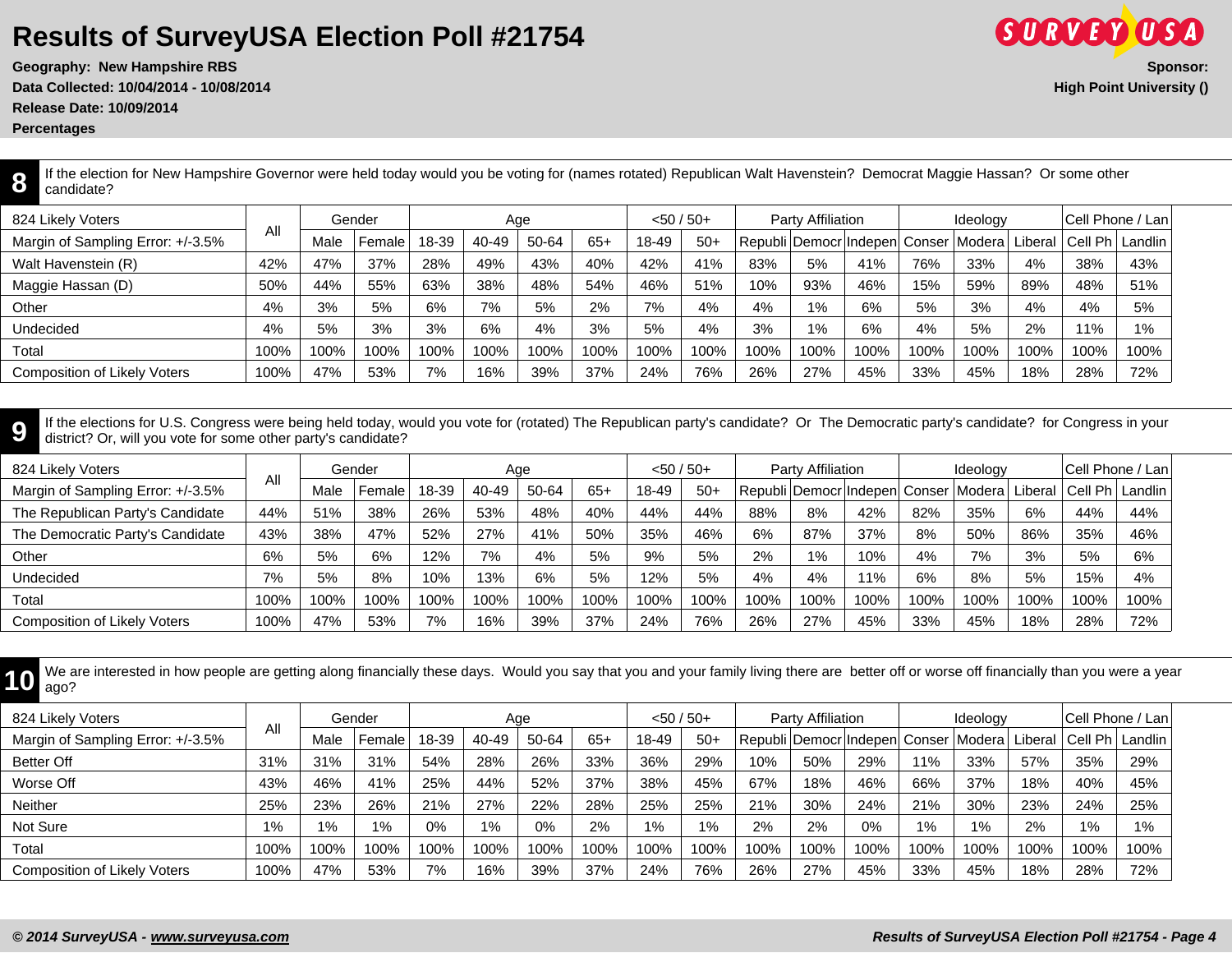# Results of SurveyUSA Election Poll #21754

**Geography: New Hampshire RBS**
**Data Collected: 10/04/2014 - 10/08/2014**
**Release Date: 10/09/2014**
**Percentages**

**Sponsor:**
**High Point University ()**

## 8

If the election for New Hampshire Governor were held today would you be voting for (names rotated) Republican Walt Havenstein? Democrat Maggie Hassan? Or some other candidate?

| 824 Likely Voters | All | Gender | | Age | | | | <50 / 50+ | | Party Affiliation | | | Ideology | | | Cell Phone / Lan | |
|---|---|---|---|---|---|---|---|---|---|---|---|---|---|---|---|---|---|
| Margin of Sampling Error: +/-3.5% | | Male | Female | 18-39 | 40-49 | 50-64 | 65+ | 18-49 | 50+ | Republi | Democr | Indepen | Conser | Modera | Liberal | Cell Ph | Landlin |
| Walt Havenstein (R) | 42% | 47% | 37% | 28% | 49% | 43% | 40% | 42% | 41% | 83% | 5% | 41% | 76% | 33% | 4% | 38% | 43% |
| Maggie Hassan (D) | 50% | 44% | 55% | 63% | 38% | 48% | 54% | 46% | 51% | 10% | 93% | 46% | 15% | 59% | 89% | 48% | 51% |
| Other | 4% | 3% | 5% | 6% | 7% | 5% | 2% | 7% | 4% | 4% | 1% | 6% | 5% | 3% | 4% | 4% | 5% |
| Undecided | 4% | 5% | 3% | 3% | 6% | 4% | 3% | 5% | 4% | 3% | 1% | 6% | 4% | 5% | 2% | 11% | 1% |
| Total | 100% | 100% | 100% | 100% | 100% | 100% | 100% | 100% | 100% | 100% | 100% | 100% | 100% | 100% | 100% | 100% | 100% |
| Composition of Likely Voters | 100% | 47% | 53% | 7% | 16% | 39% | 37% | 24% | 76% | 26% | 27% | 45% | 33% | 45% | 18% | 28% | 72% |

## 9

If the elections for U.S. Congress were being held today, would you vote for (rotated) The Republican party's candidate? Or The Democratic party's candidate? for Congress in your district? Or, will you vote for some other party's candidate?

| 824 Likely Voters | All | Gender | | Age | | | | <50 / 50+ | | Party Affiliation | | | Ideology | | | Cell Phone / Lan | |
|---|---|---|---|---|---|---|---|---|---|---|---|---|---|---|---|---|---|
| Margin of Sampling Error: +/-3.5% | | Male | Female | 18-39 | 40-49 | 50-64 | 65+ | 18-49 | 50+ | Republi | Democr | Indepen | Conser | Modera | Liberal | Cell Ph | Landlin |
| The Republican Party's Candidate | 44% | 51% | 38% | 26% | 53% | 48% | 40% | 44% | 44% | 88% | 8% | 42% | 82% | 35% | 6% | 44% | 44% |
| The Democratic Party's Candidate | 43% | 38% | 47% | 52% | 27% | 41% | 50% | 35% | 46% | 6% | 87% | 37% | 8% | 50% | 86% | 35% | 46% |
| Other | 6% | 5% | 6% | 12% | 7% | 4% | 5% | 9% | 5% | 2% | 1% | 10% | 4% | 7% | 3% | 5% | 6% |
| Undecided | 7% | 5% | 8% | 10% | 13% | 6% | 5% | 12% | 5% | 4% | 4% | 11% | 6% | 8% | 5% | 15% | 4% |
| Total | 100% | 100% | 100% | 100% | 100% | 100% | 100% | 100% | 100% | 100% | 100% | 100% | 100% | 100% | 100% | 100% | 100% |
| Composition of Likely Voters | 100% | 47% | 53% | 7% | 16% | 39% | 37% | 24% | 76% | 26% | 27% | 45% | 33% | 45% | 18% | 28% | 72% |

## 10

We are interested in how people are getting along financially these days. Would you say that you and your family living there are better off or worse off financially than you were a year ago?

| 824 Likely Voters | All | Gender | | Age | | | | <50 / 50+ | | Party Affiliation | | | Ideology | | | Cell Phone / Lan | |
|---|---|---|---|---|---|---|---|---|---|---|---|---|---|---|---|---|---|
| Margin of Sampling Error: +/-3.5% | | Male | Female | 18-39 | 40-49 | 50-64 | 65+ | 18-49 | 50+ | Republi | Democr | Indepen | Conser | Modera | Liberal | Cell Ph | Landlin |
| Better Off | 31% | 31% | 31% | 54% | 28% | 26% | 33% | 36% | 29% | 10% | 50% | 29% | 11% | 33% | 57% | 35% | 29% |
| Worse Off | 43% | 46% | 41% | 25% | 44% | 52% | 37% | 38% | 45% | 67% | 18% | 46% | 66% | 37% | 18% | 40% | 45% |
| Neither | 25% | 23% | 26% | 21% | 27% | 22% | 28% | 25% | 25% | 21% | 30% | 24% | 21% | 30% | 23% | 24% | 25% |
| Not Sure | 1% | 1% | 1% | 0% | 1% | 0% | 2% | 1% | 1% | 2% | 2% | 0% | 1% | 1% | 2% | 1% | 1% |
| Total | 100% | 100% | 100% | 100% | 100% | 100% | 100% | 100% | 100% | 100% | 100% | 100% | 100% | 100% | 100% | 100% | 100% |
| Composition of Likely Voters | 100% | 47% | 53% | 7% | 16% | 39% | 37% | 24% | 76% | 26% | 27% | 45% | 33% | 45% | 18% | 28% | 72% |

*© 2014 SurveyUSA - www.surveyusa.com*